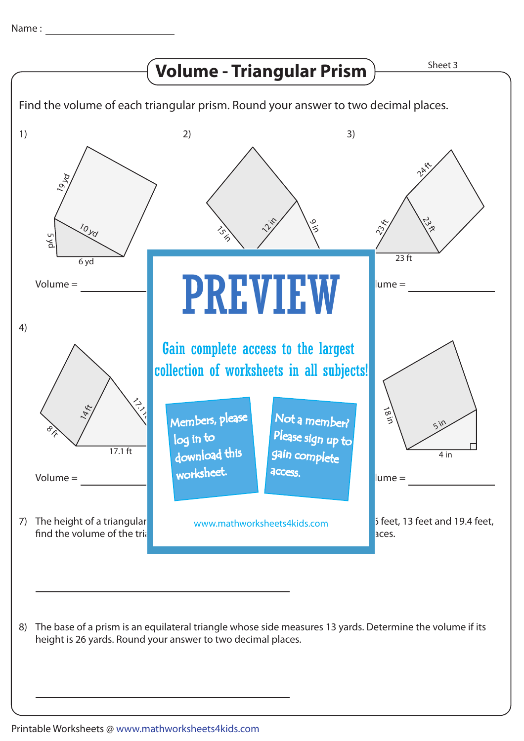Name : ______________________

# Volume - Triangular Prism

Sheet 3

Find the volume of each triangular prism. Round your answer to two decimal places.

1) 19 yd, 10 yd, 5 yd, 6 yd

Volume = ____________

2) 15 in, 12 in, 9 in

3) 24 ft, 23 ft, 23 ft, 23 ft

lume = ____________

4) 14 ft, 17.1 ft, 8 ft, 17.1 ft

Volume = ____________

18 in, 5 in, 4 in

lume = ____________

# PREVIEW

Gain complete access to the largest collection of worksheets in all subjects!

Members, please log in to download this worksheet.

Not a member? Please sign up to gain complete access.

www.mathworksheets4kids.com

7) The height of a triangular ... 5 feet, 13 feet and 19.4 feet, find the volume of the tri... aces.

______________________________________

8) The base of a prism is an equilateral triangle whose side measures 13 yards. Determine the volume if its height is 26 yards. Round your answer to two decimal places.

______________________________________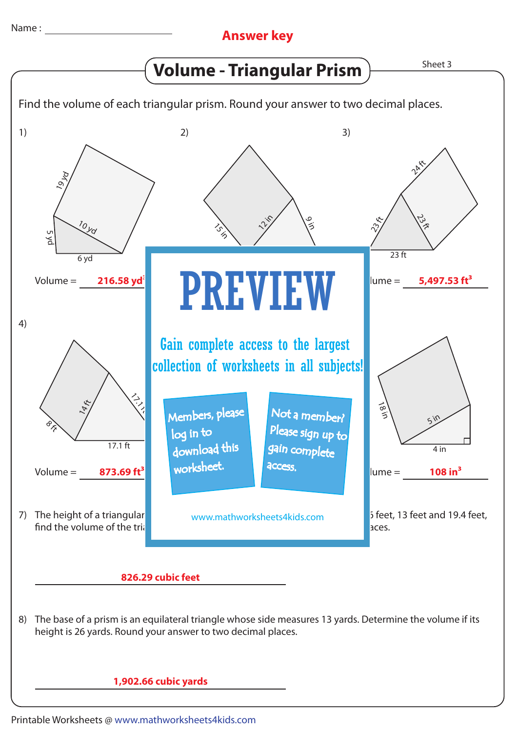Name :

**Answer key**

# Volume - Triangular Prism

Sheet 3

Find the volume of each triangular prism. Round your answer to two decimal places.

1)

19 yd

10 yd

5 yd

6 yd

Volume = **216.58 $yd^3$**

2)

15 in

12 in

9 in

3)

24 ft

23 ft

23 ft

23 ft

Volume = **5,497.53 $ft^3$**

4)

14 ft

17.1 ft

8 ft

17.1 ft

Volume = **873.69 $ft^3$**

18 in

5 in

4 in

Volume = **108 $in^3$**

# PREVIEW

Gain complete access to the largest collection of worksheets in all subjects!

Members, please log in to download this worksheet.

Not a member? Please sign up to gain complete access.

www.mathworksheets4kids.com

7) The height of a triangular ... 5 feet, 13 feet and 19.4 feet, find the volume of the tri... aces.

**826.29 cubic feet**

8) The base of a prism is an equilateral triangle whose side measures 13 yards. Determine the volume if its height is 26 yards. Round your answer to two decimal places.

**1,902.66 cubic yards**

Printable Worksheets @ www.mathworksheets4kids.com